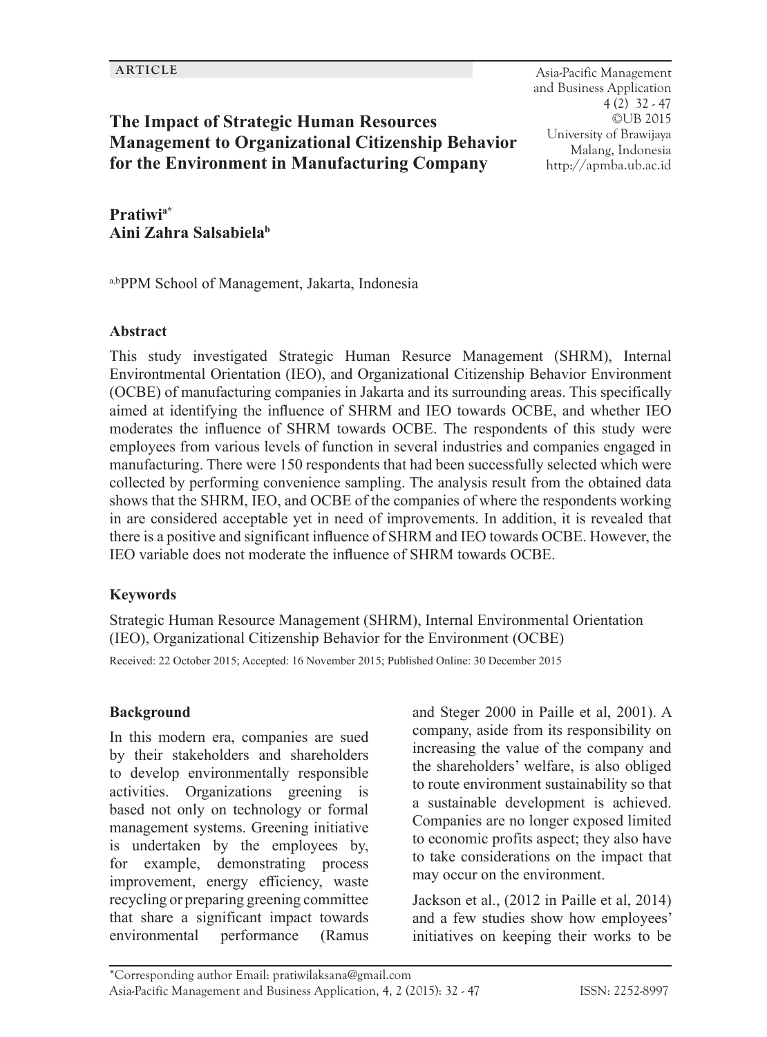ARTICLE

# The Impact of Strategic Human Resources Management to Organizational Citizenship Behavior for the Environment in Manufacturing Company

**Pratiwi[a*]**
**Aini Zahra Salsabiela[b]**

[a,b]PPM School of Management, Jakarta, Indonesia

### Abstract

This study investigated Strategic Human Resure Management (SHRM), Internal Environtmental Orientation (IEO), and Organizational Citizenship Behavior Environment (OCBE) of manufacturing companies in Jakarta and its surrounding areas. This specifically aimed at identifying the influence of SHRM and IEO towards OCBE, and whether IEO moderates the influence of SHRM towards OCBE. The respondents of this study were employees from various levels of function in several industries and companies engaged in manufacturing. There were 150 respondents that had been successfully selected which were collected by performing convenience sampling. The analysis result from the obtained data shows that the SHRM, IEO, and OCBE of the companies of where the respondents working in are considered acceptable yet in need of improvements. In addition, it is revealed that there is a positive and significant influence of SHRM and IEO towards OCBE. However, the IEO variable does not moderate the influence of SHRM towards OCBE.

### Keywords

Strategic Human Resource Management (SHRM), Internal Environmental Orientation (IEO), Organizational Citizenship Behavior for the Environment (OCBE)

Received: 22 October 2015; Accepted: 16 November 2015; Published Online: 30 December 2015

### Background

In this modern era, companies are sued by their stakeholders and shareholders to develop environmentally responsible activities. Organizations greening is based not only on technology or formal management systems. Greening initiative is undertaken by the employees by, for example, demonstrating process improvement, energy efficiency, waste recycling or preparing greening committee that share a significant impact towards environmental performance (Ramus and Steger 2000 in Paille et al, 2001). A company, aside from its responsibility on increasing the value of the company and the shareholders' welfare, is also obliged to route environment sustainability so that a sustainable development is achieved. Companies are no longer exposed limited to economic profits aspect; they also have to take considerations on the impact that may occur on the environment.

Jackson et al., (2012 in Paille et al, 2014) and a few studies show how employees' initiatives on keeping their works to be

*Corresponding author Email: pratiwilaksana@gmail.com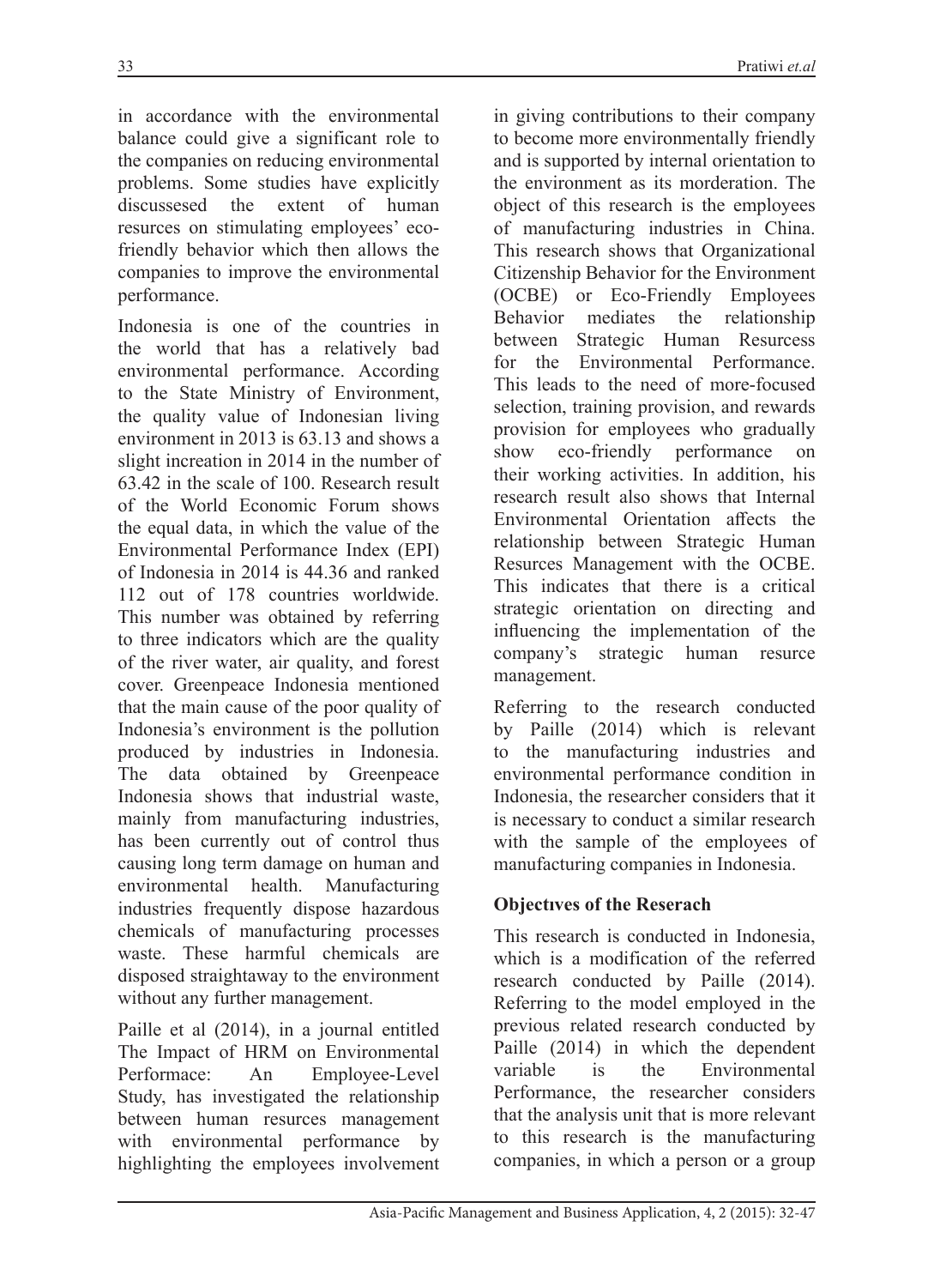in accordance with the environmental balance could give a significant role to the companies on reducing environmental problems. Some studies have explicitly discussesed the extent of human resuces on stimulating employees' eco-friendly behavior which then allows the companies to improve the environmental performance.

Indonesia is one of the countries in the world that has a relatively bad environmental performance. According to the State Ministry of Environment, the quality value of Indonesian living environment in 2013 is 63.13 and shows a slight increation in 2014 in the number of 63.42 in the scale of 100. Research result of the World Economic Forum shows the equal data, in which the value of the Environmental Performance Index (EPI) of Indonesia in 2014 is 44.36 and ranked 112 out of 178 countries worldwide. This number was obtained by referring to three indicators which are the quality of the river water, air quality, and forest cover. Greenpeace Indonesia mentioned that the main cause of the poor quality of Indonesia's environment is the pollution produced by industries in Indonesia. The data obtained by Greenpeace Indonesia shows that industrial waste, mainly from manufacturing industries, has been currently out of control thus causing long term damage on human and environmental health. Manufacturing industries frequently dispose hazardous chemicals of manufacturing processes waste. These harmful chemicals are disposed straightaway to the environment without any further management.

Paille et al (2014), in a journal entitled The Impact of HRM on Environmental Performace: An Employee-Level Study, has investigated the relationship between human resuces management with environmental performance by highlighting the employees involvement in giving contributions to their company to become more environmentally friendly and is supported by internal orientation to the environment as its morderation. The object of this research is the employees of manufacturing industries in China. This research shows that Organizational Citizenship Behavior for the Environment (OCBE) or Eco-Friendly Employees Behavior mediates the relationship between Strategic Human Resurcess for the Environmental Performance. This leads to the need of more-focused selection, training provision, and rewards provision for employees who gradually show eco-friendly performance on their working activities. In addition, his research result also shows that Internal Environmental Orientation affects the relationship between Strategic Human Resurces Management with the OCBE. This indicates that there is a critical strategic orientation on directing and influencing the implementation of the company's strategic human resurce management.

Referring to the research conducted by Paille (2014) which is relevant to the manufacturing industries and environmental performance condition in Indonesia, the researcher considers that it is necessary to conduct a similar research with the sample of the employees of manufacturing companies in Indonesia.

### Objectıves of the Reserach

This research is conducted in Indonesia, which is a modification of the referred research conducted by Paille (2014). Referring to the model employed in the previous related research conducted by Paille (2014) in which the dependent variable is the Environmental Performance, the researcher considers that the analysis unit that is more relevant to this research is the manufacturing companies, in which a person or a group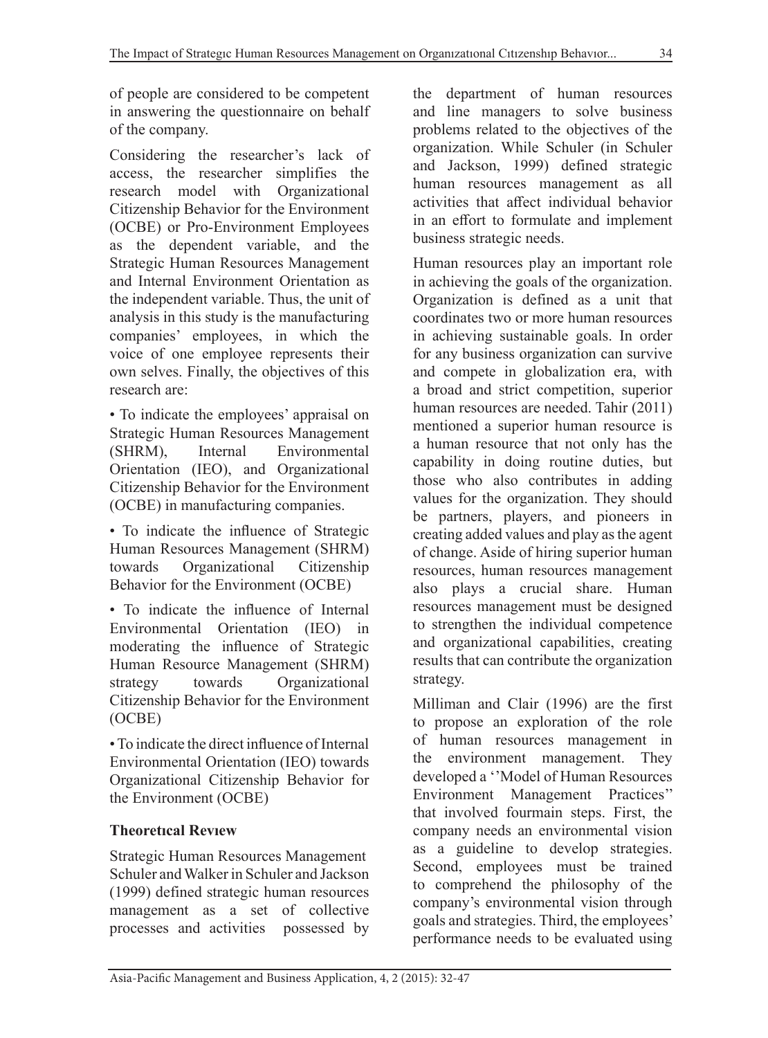of people are considered to be competent in answering the questionnaire on behalf of the company.

Considering the researcher's lack of access, the researcher simplifies the research model with Organizational Citizenship Behavior for the Environment (OCBE) or Pro-Environment Employees as the dependent variable, and the Strategic Human Resources Management and Internal Environment Orientation as the independent variable. Thus, the unit of analysis in this study is the manufacturing companies' employees, in which the voice of one employee represents their own selves. Finally, the objectives of this research are:

- To indicate the employees' appraisal on Strategic Human Resources Management (SHRM), Internal Environmental Orientation (IEO), and Organizational Citizenship Behavior for the Environment (OCBE) in manufacturing companies.
- To indicate the influence of Strategic Human Resources Management (SHRM) towards Organizational Citizenship Behavior for the Environment (OCBE)
- To indicate the influence of Internal Environmental Orientation (IEO) in moderating the influence of Strategic Human Resource Management (SHRM) strategy towards Organizational Citizenship Behavior for the Environment (OCBE)
- To indicate the direct influence of Internal Environmental Orientation (IEO) towards Organizational Citizenship Behavior for the Environment (OCBE)

## Theoretical Review

Strategic Human Resources Management

Schuler and Walker in Schuler and Jackson (1999) defined strategic human resources management as a set of collective processes and activities possessed by the department of human resources and line managers to solve business problems related to the objectives of the organization. While Schuler (in Schuler and Jackson, 1999) defined strategic human resources management as all activities that affect individual behavior in an effort to formulate and implement business strategic needs.

Human resources play an important role in achieving the goals of the organization. Organization is defined as a unit that coordinates two or more human resources in achieving sustainable goals. In order for any business organization can survive and compete in globalization era, with a broad and strict competition, superior human resources are needed. Tahir (2011) mentioned a superior human resource is a human resource that not only has the capability in doing routine duties, but those who also contributes in adding values for the organization. They should be partners, players, and pioneers in creating added values and play as the agent of change. Aside of hiring superior human resources, human resources management also plays a crucial share. Human resources management must be designed to strengthen the individual competence and organizational capabilities, creating results that can contribute the organization strategy.

Milliman and Clair (1996) are the first to propose an exploration of the role of human resources management in the environment management. They developed a ''Model of Human Resources Environment Management Practices'' that involved fourmain steps. First, the company needs an environmental vision as a guideline to develop strategies. Second, employees must be trained to comprehend the philosophy of the company's environmental vision through goals and strategies. Third, the employees' performance needs to be evaluated using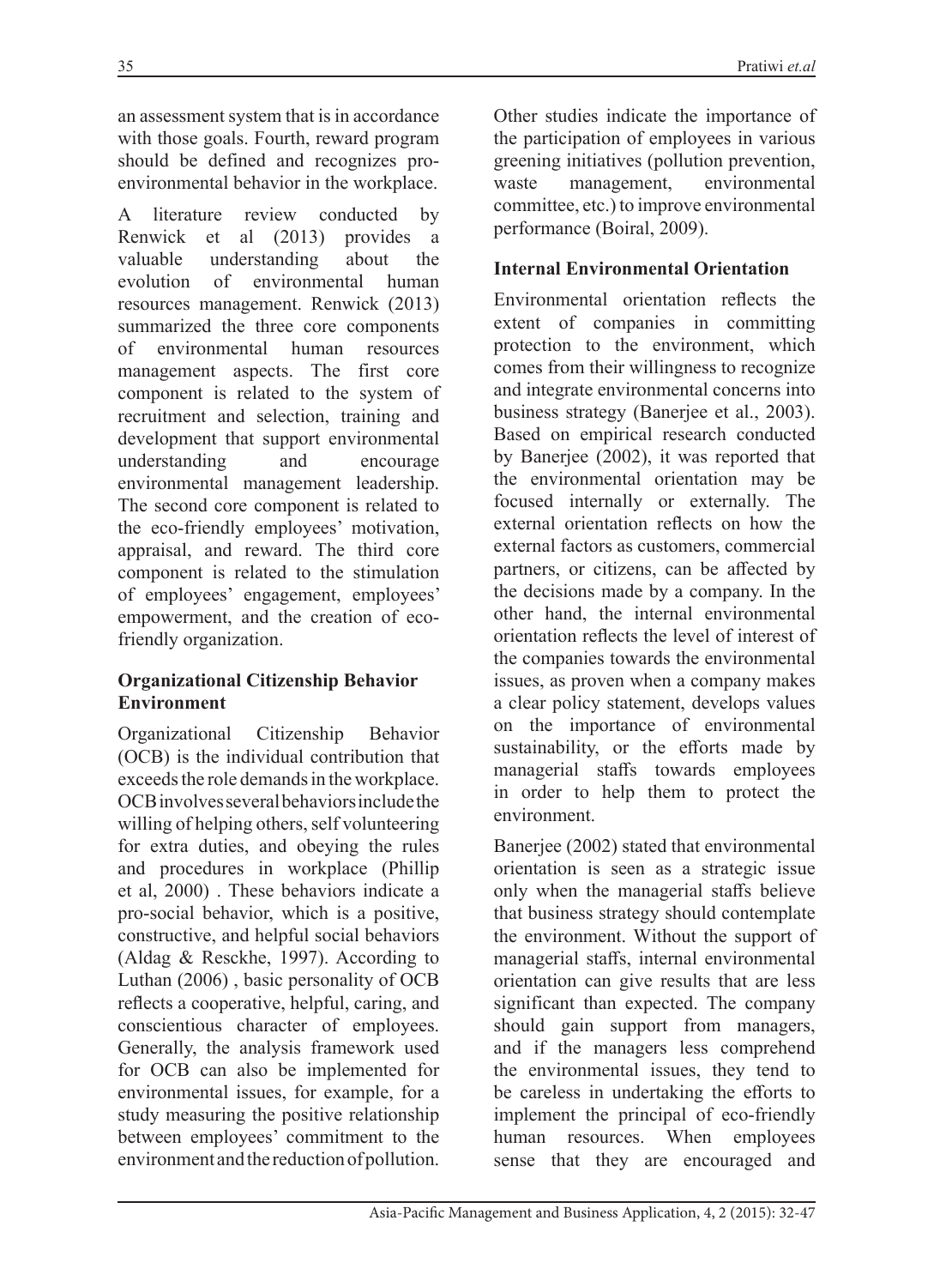an assessment system that is in accordance with those goals. Fourth, reward program should be defined and recognizes pro-environmental behavior in the workplace.

A literature review conducted by Renwick et al (2013) provides a valuable understanding about the evolution of environmental human resources management. Renwick (2013) summarized the three core components of environmental human resources management aspects. The first core component is related to the system of recruitment and selection, training and development that support environmental understanding and encourage environmental management leadership. The second core component is related to the eco-friendly employees' motivation, appraisal, and reward. The third core component is related to the stimulation of employees' engagement, employees' empowerment, and the creation of eco-friendly organization.

**Organizational Citizenship Behavior Environment**

Organizational Citizenship Behavior (OCB) is the individual contribution that exceeds the role demands in the workplace. OCB involves several behaviors include the willing of helping others, self volunteering for extra duties, and obeying the rules and procedures in workplace (Phillip et al, 2000) . These behaviors indicate a pro-social behavior, which is a positive, constructive, and helpful social behaviors (Aldag & Resckhe, 1997). According to Luthan (2006) , basic personality of OCB reflects a cooperative, helpful, caring, and conscientious character of employees. Generally, the analysis framework used for OCB can also be implemented for environmental issues, for example, for a study measuring the positive relationship between employees' commitment to the environment and the reduction of pollution. Other studies indicate the importance of the participation of employees in various greening initiatives (pollution prevention, waste management, environmental committee, etc.) to improve environmental performance (Boiral, 2009).

**Internal Environmental Orientation**

Environmental orientation reflects the extent of companies in committing protection to the environment, which comes from their willingness to recognize and integrate environmental concerns into business strategy (Banerjee et al., 2003). Based on empirical research conducted by Banerjee (2002), it was reported that the environmental orientation may be focused internally or externally. The external orientation reflects on how the external factors as customers, commercial partners, or citizens, can be affected by the decisions made by a company. In the other hand, the internal environmental orientation reflects the level of interest of the companies towards the environmental issues, as proven when a company makes a clear policy statement, develops values on the importance of environmental sustainability, or the efforts made by managerial staffs towards employees in order to help them to protect the environment.

Banerjee (2002) stated that environmental orientation is seen as a strategic issue only when the managerial staffs believe that business strategy should contemplate the environment. Without the support of managerial staffs, internal environmental orientation can give results that are less significant than expected. The company should gain support from managers, and if the managers less comprehend the environmental issues, they tend to be careless in undertaking the efforts to implement the principal of eco-friendly human resources. When employees sense that they are encouraged and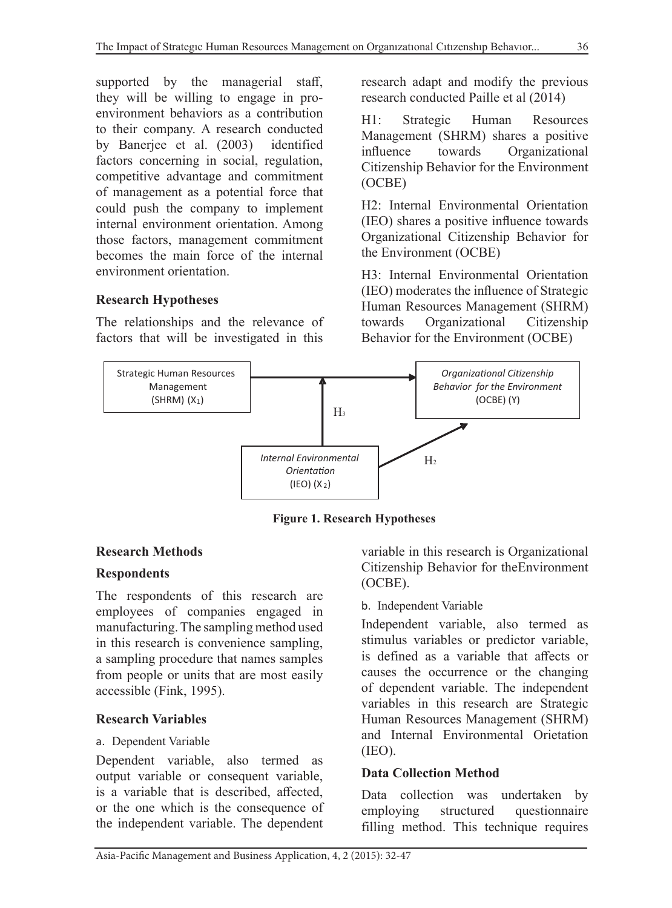supported by the managerial staff, they will be willing to engage in pro-environment behaviors as a contribution to their company. A research conducted by Banerjee et al. (2003) identified factors concerning in social, regulation, competitive advantage and commitment of management as a potential force that could push the company to implement internal environment orientation. Among those factors, management commitment becomes the main force of the internal environment orientation.

### Research Hypotheses

The relationships and the relevance of factors that will be investigated in this research adapt and modify the previous research conducted Paille et al (2014)

H1: Strategic Human Resources Management (SHRM) shares a positive influence towards Organizational Citizenship Behavior for the Environment (OCBE)

H2: Internal Environmental Orientation (IEO) shares a positive influence towards Organizational Citizenship Behavior for the Environment (OCBE)

H3: Internal Environmental Orientation (IEO) moderates the influence of Strategic Human Resources Management (SHRM) towards Organizational Citizenship Behavior for the Environment (OCBE)

Strategic Human Resources Management (SHRM) ($X_1$)

*Organizational Citizenship Behavior for the Environment* (OCBE) (Y)

*Internal Environmental Orientation* (IEO) ($X_2$)

$H_3$

$H_2$

**Figure 1. Research Hypotheses**

### Research Methods

### Respondents

The respondents of this research are employees of companies engaged in manufacturing. The sampling method used in this research is convenience sampling, a sampling procedure that names samples from people or units that are most easily accessible (Fink, 1995).

### Research Variables

a. Dependent Variable

Dependent variable, also termed as output variable or consequent variable, is a variable that is described, affected, or the one which is the consequence of the independent variable. The dependent variable in this research is Organizational Citizenship Behavior for theEnvironment (OCBE).

b. Independent Variable

Independent variable, also termed as stimulus variables or predictor variable, is defined as a variable that affects or causes the occurrence or the changing of dependent variable. The independent variables in this research are Strategic Human Resources Management (SHRM) and Internal Environmental Orietation (IEO).

### Data Collection Method

Data collection was undertaken by employing structured questionnaire filling method. This technique requires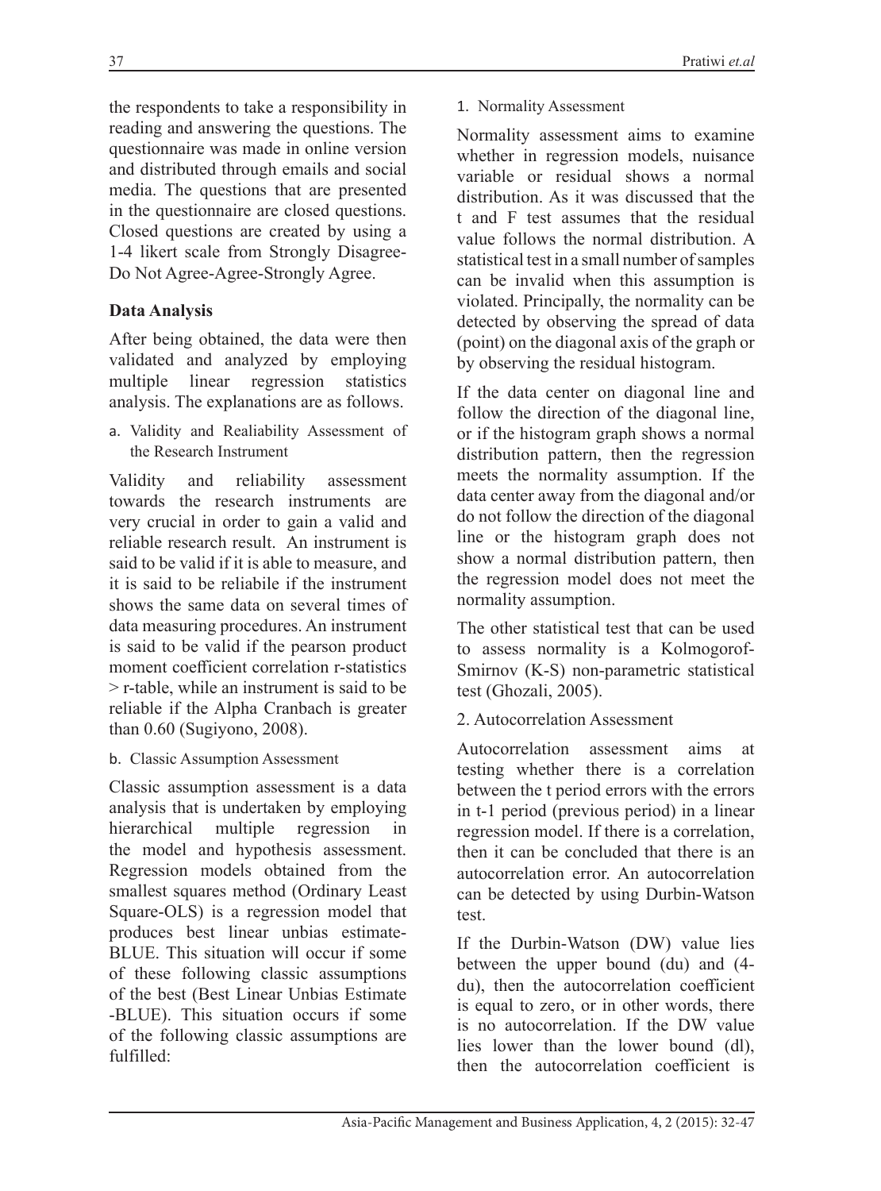the respondents to take a responsibility in reading and answering the questions. The questionnaire was made in online version and distributed through emails and social media. The questions that are presented in the questionnaire are closed questions. Closed questions are created by using a 1-4 likert scale from Strongly Disagree-Do Not Agree-Agree-Strongly Agree.

### Data Analysis

After being obtained, the data were then validated and analyzed by employing multiple linear regression statistics analysis. The explanations are as follows.

a. Validity and Realiability Assessment of the Research Instrument

Validity and reliability assessment towards the research instruments are very crucial in order to gain a valid and reliable research result. An instrument is said to be valid if it is able to measure, and it is said to be reliabile if the instrument shows the same data on several times of data measuring procedures. An instrument is said to be valid if the pearson product moment coefficient correlation r-statistics > r-table, while an instrument is said to be reliable if the Alpha Cranbach is greater than 0.60 (Sugiyono, 2008).

b. Classic Assumption Assessment

Classic assumption assessment is a data analysis that is undertaken by employing hierarchical multiple regression in the model and hypothesis assessment. Regression models obtained from the smallest squares method (Ordinary Least Square-OLS) is a regression model that produces best linear unbias estimate-BLUE. This situation will occur if some of these following classic assumptions of the best (Best Linear Unbias Estimate -BLUE). This situation occurs if some of the following classic assumptions are fulfilled:

1. Normality Assessment

Normality assessment aims to examine whether in regression models, nuisance variable or residual shows a normal distribution. As it was discussed that the t and F test assumes that the residual value follows the normal distribution. A statistical test in a small number of samples can be invalid when this assumption is violated. Principally, the normality can be detected by observing the spread of data (point) on the diagonal axis of the graph or by observing the residual histogram.

If the data center on diagonal line and follow the direction of the diagonal line, or if the histogram graph shows a normal distribution pattern, then the regression meets the normality assumption. If the data center away from the diagonal and/or do not follow the direction of the diagonal line or the histogram graph does not show a normal distribution pattern, then the regression model does not meet the normality assumption.

The other statistical test that can be used to assess normality is a Kolmogorof-Smirnov (K-S) non-parametric statistical test (Ghozali, 2005).

2. Autocorrelation Assessment

Autocorrelation assessment aims at testing whether there is a correlation between the t period errors with the errors in t-1 period (previous period) in a linear regression model. If there is a correlation, then it can be concluded that there is an autocorrelation error. An autocorrelation can be detected by using Durbin-Watson test.

If the Durbin-Watson (DW) value lies between the upper bound (du) and (4-du), then the autocorrelation coefficient is equal to zero, or in other words, there is no autocorrelation. If the DW value lies lower than the lower bound (dl), then the autocorrelation coefficient is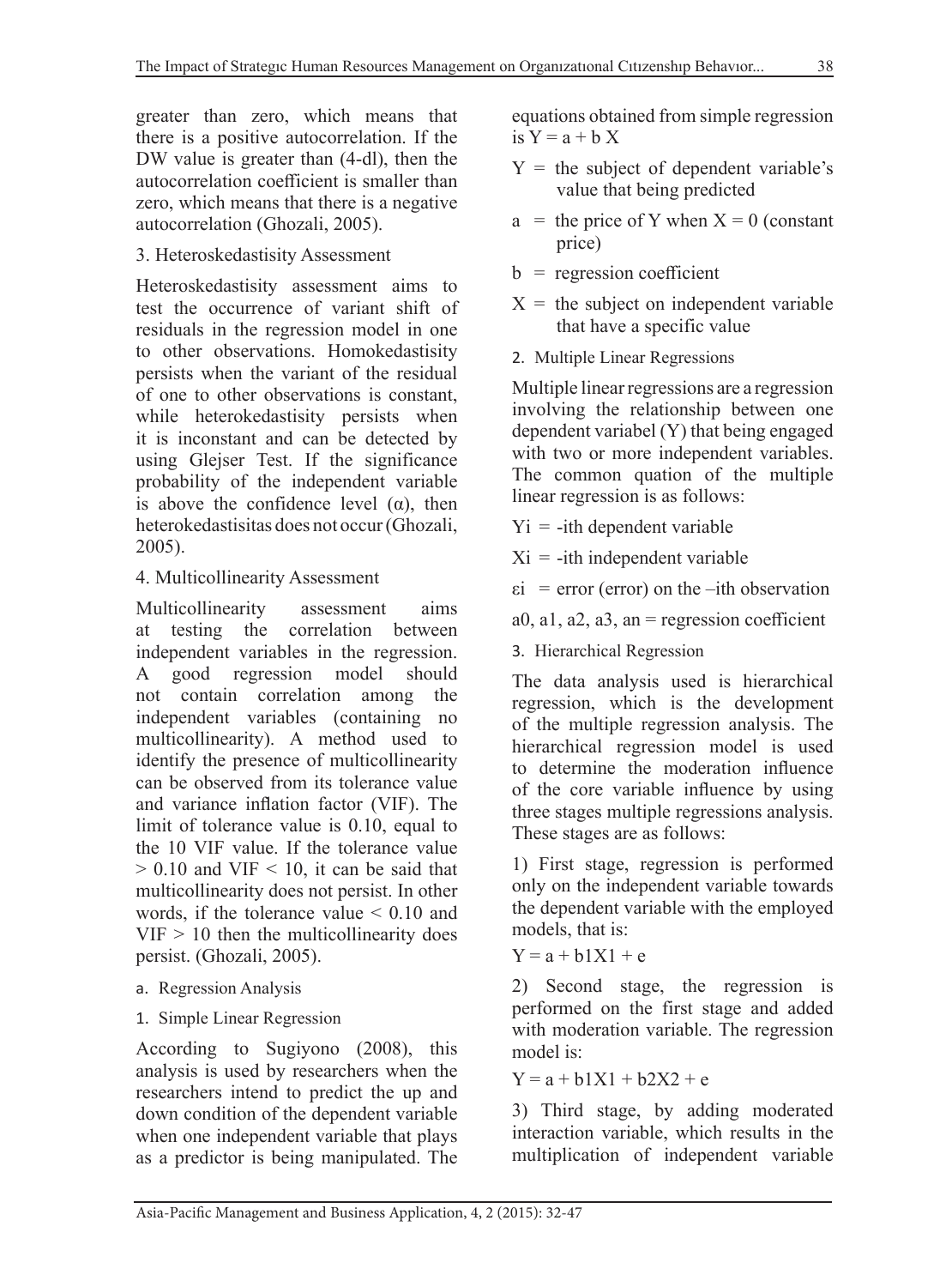greater than zero, which means that there is a positive autocorrelation. If the DW value is greater than (4-dl), then the autocorrelation coefficient is smaller than zero, which means that there is a negative autocorrelation (Ghozali, 2005).

3. Heteroskedastisity Assessment

Heteroskedastisity assessment aims to test the occurrence of variant shift of residuals in the regression model in one to other observations. Homokedastisity persists when the variant of the residual of one to other observations is constant, while heterokedastisity persists when it is inconstant and can be detected by using Glejser Test. If the significance probability of the independent variable is above the confidence level (α), then heterokedastisitas does not occur (Ghozali, 2005).

4. Multicollinearity Assessment

Multicollinearity assessment aims at testing the correlation between independent variables in the regression. A good regression model should not contain correlation among the independent variables (containing no multicollinearity). A method used to identify the presence of multicollinearity can be observed from its tolerance value and variance inflation factor (VIF). The limit of tolerance value is 0.10, equal to the 10 VIF value. If the tolerance value $> 0.10$ and VIF $< 10$, it can be said that multicollinearity does not persist. In other words, if the tolerance value $< 0.10$ and VIF $> 10$ then the multicollinearity does persist. (Ghozali, 2005).

a. Regression Analysis

1. Simple Linear Regression

According to Sugiyono (2008), this analysis is used by researchers when the researchers intend to predict the up and down condition of the dependent variable when one independent variable that plays as a predictor is being manipulated. The equations obtained from simple regression is $Y = a + b X$

- $Y$ = the subject of dependent variable's value that being predicted
- $a$ = the price of Y when $X = 0$ (constant price)
- $b$ = regression coefficient
- $X$ = the subject on independent variable that have a specific value

2. Multiple Linear Regressions

Multiple linear regressions are a regression involving the relationship between one dependent variabel (Y) that being engaged with two or more independent variables. The common quation of the multiple linear regression is as follows:

$Yi$ = -ith dependent variable

$Xi$ = -ith independent variable

$\varepsilon i$ = error (error) on the –ith observation

a0, a1, a2, a3, an = regression coefficient

3. Hierarchical Regression

The data analysis used is hierarchical regression, which is the development of the multiple regression analysis. The hierarchical regression model is used to determine the moderation influence of the core variable influence by using three stages multiple regressions analysis. These stages are as follows:

1) First stage, regression is performed only on the independent variable towards the dependent variable with the employed models, that is:

$Y = a + b1X1 + e$

2) Second stage, the regression is performed on the first stage and added with moderation variable. The regression model is:

$Y = a + b1X1 + b2X2 + e$

3) Third stage, by adding moderated interaction variable, which results in the multiplication of independent variable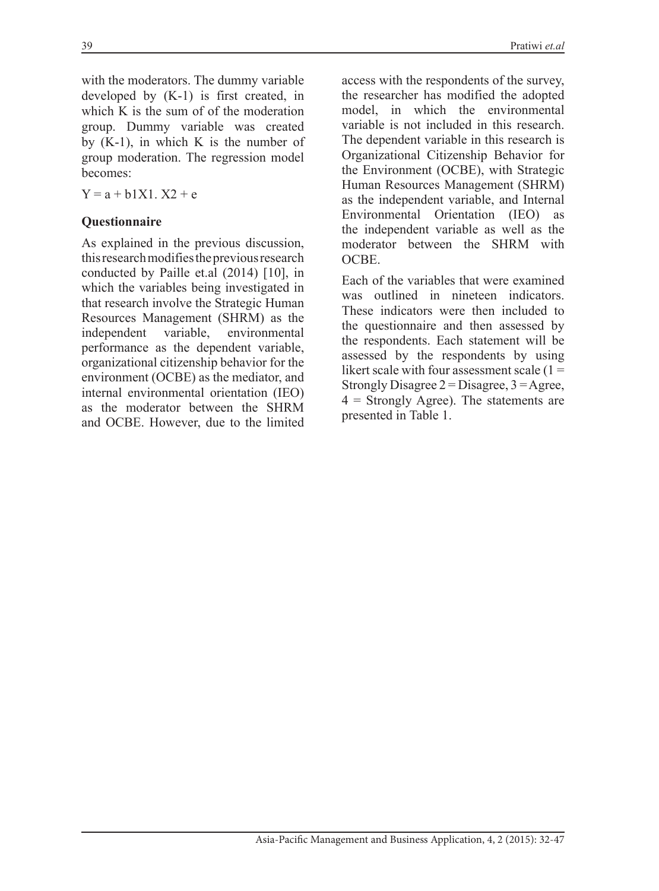with the moderators. The dummy variable developed by (K-1) is first created, in which K is the sum of of the moderation group. Dummy variable was created by (K-1), in which K is the number of group moderation. The regression model becomes:

$Y = a + b1X1.\ X2 + e$

### Questionnaire

As explained in the previous discussion, this research modifies the previous research conducted by Paille et.al (2014) [10], in which the variables being investigated in that research involve the Strategic Human Resources Management (SHRM) as the independent variable, environmental performance as the dependent variable, organizational citizenship behavior for the environment (OCBE) as the mediator, and internal environmental orientation (IEO) as the moderator between the SHRM and OCBE. However, due to the limited access with the respondents of the survey, the researcher has modified the adopted model, in which the environmental variable is not included in this research. The dependent variable in this research is Organizational Citizenship Behavior for the Environment (OCBE), with Strategic Human Resources Management (SHRM) as the independent variable, and Internal Environmental Orientation (IEO) as the independent variable as well as the moderator between the SHRM with OCBE.

Each of the variables that were examined was outlined in nineteen indicators. These indicators were then included to the questionnaire and then assessed by the respondents. Each statement will be assessed by the respondents by using likert scale with four assessment scale (1 = Strongly Disagree 2 = Disagree, 3 = Agree, 4 = Strongly Agree). The statements are presented in Table 1.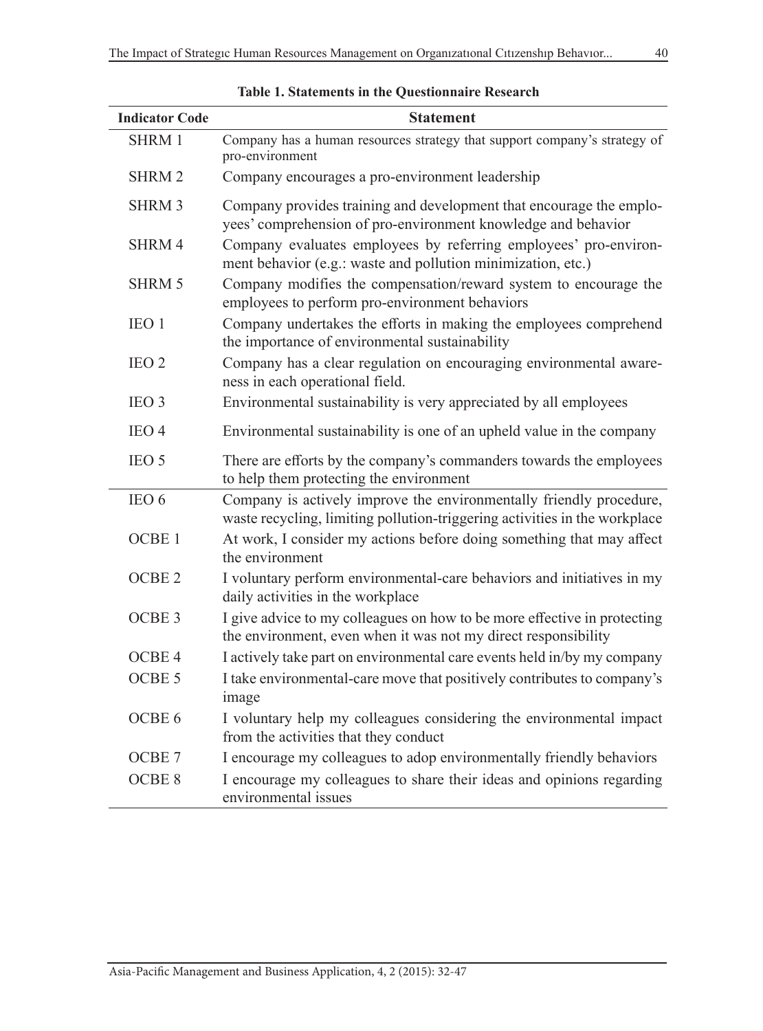**Table 1. Statements in the Questionnaire Research**

| Indicator Code | Statement |
|---|---|
| SHRM 1 | Company has a human resources strategy that support company's strategy of pro-environment |
| SHRM 2 | Company encourages a pro-environment leadership |
| SHRM 3 | Company provides training and development that encourage the employees' comprehension of pro-environment knowledge and behavior |
| SHRM 4 | Company evaluates employees by referring employees' pro-environment behavior (e.g.: waste and pollution minimization, etc.) |
| SHRM 5 | Company modifies the compensation/reward system to encourage the employees to perform pro-environment behaviors |
| IEO 1 | Company undertakes the efforts in making the employees comprehend the importance of environmental sustainability |
| IEO 2 | Company has a clear regulation on encouraging environmental awareness in each operational field. |
| IEO 3 | Environmental sustainability is very appreciated by all employees |
| IEO 4 | Environmental sustainability is one of an upheld value in the company |
| IEO 5 | There are efforts by the company's commanders towards the employees to help them protecting the environment |
| IEO 6 | Company is actively improve the environmentally friendly procedure, waste recycling, limiting pollution-triggering activities in the workplace |
| OCBE 1 | At work, I consider my actions before doing something that may affect the environment |
| OCBE 2 | I voluntary perform environmental-care behaviors and initiatives in my daily activities in the workplace |
| OCBE 3 | I give advice to my colleagues on how to be more effective in protecting the environment, even when it was not my direct responsibility |
| OCBE 4 | I actively take part on environmental care events held in/by my company |
| OCBE 5 | I take environmental-care move that positively contributes to company's image |
| OCBE 6 | I voluntary help my colleagues considering the environmental impact from the activities that they conduct |
| OCBE 7 | I encourage my colleagues to adop environmentally friendly behaviors |
| OCBE 8 | I encourage my colleagues to share their ideas and opinions regarding environmental issues |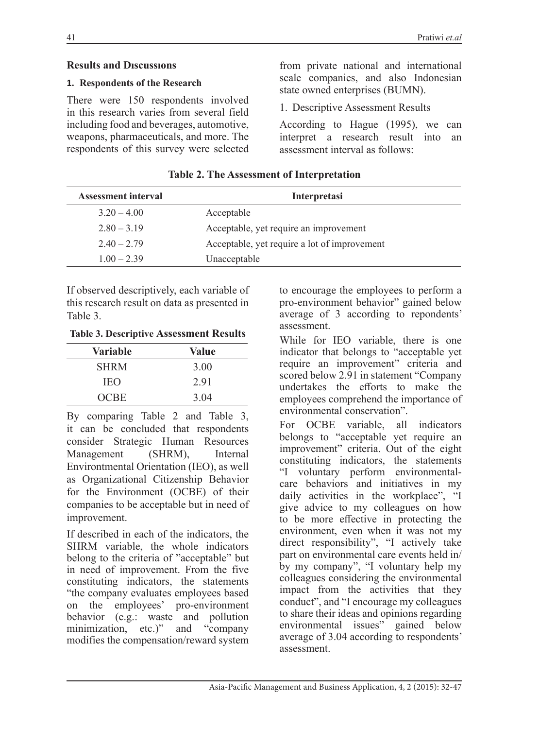## Results and Dıscussıons

### 1. Respondents of the Research

There were 150 respondents involved in this research varies from several field including food and beverages, automotive, weapons, pharmaceuticals, and more. The respondents of this survey were selected from private national and international scale companies, and also Indonesian state owned enterprises (BUMN).

1. Descriptive Assessment Results

According to Hague (1995), we can interpret a research result into an assessment interval as follows:

**Table 2. The Assessment of Interpretation**

| Assessment interval | Interpretasi |
|---|---|
| 3.20 – 4.00 | Acceptable |
| 2.80 – 3.19 | Acceptable, yet require an improvement |
| 2.40 – 2.79 | Acceptable, yet require a lot of improvement |
| 1.00 – 2.39 | Unacceptable |

If observed descriptively, each variable of this research result on data as presented in Table 3.

**Table 3. Descriptive Assessment Results**

| Variable | Value |
|---|---|
| SHRM | 3.00 |
| IEO | 2.91 |
| OCBE | 3.04 |

By comparing Table 2 and Table 3, it can be concluded that respondents consider Strategic Human Resources Management (SHRM), Internal Environtmental Orientation (IEO), as well as Organizational Citizenship Behavior for the Environment (OCBE) of their companies to be acceptable but in need of improvement.

If described in each of the indicators, the SHRM variable, the whole indicators belong to the criteria of "acceptable" but in need of improvement. From the five constituting indicators, the statements "the company evaluates employees based on the employees' pro-environment behavior (e.g.: waste and pollution minimization, etc.)" and "company modifies the compensation/reward system to encourage the employees to perform a pro-environment behavior" gained below average of 3 according to repondents' assessment.

While for IEO variable, there is one indicator that belongs to "acceptable yet require an improvement" criteria and scored below 2.91 in statement "Company undertakes the efforts to make the employees comprehend the importance of environmental conservation".

For OCBE variable, all indicators belongs to "acceptable yet require an improvement" criteria. Out of the eight constituting indicators, the statements "I voluntary perform environmental-care behaviors and initiatives in my daily activities in the workplace", "I give advice to my colleagues on how to be more effective in protecting the environment, even when it was not my direct responsibility", "I actively take part on environmental care events held in/by my company", "I voluntary help my colleagues considering the environmental impact from the activities that they conduct", and "I encourage my colleagues to share their ideas and opinions regarding environmental issues" gained below average of 3.04 according to respondents' assessment.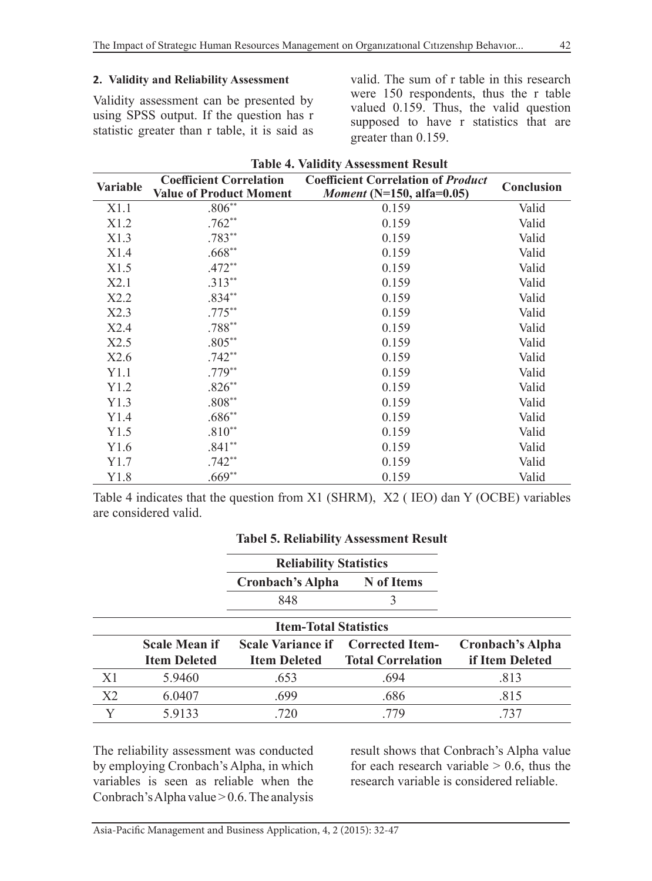**2. Validity and Reliability Assessment**

Validity assessment can be presented by using SPSS output. If the question has r statistic greater than r table, it is said as valid. The sum of r table in this research were 150 respondents, thus the r table valued 0.159. Thus, the valid question supposed to have r statistics that are greater than 0.159.

**Table 4. Validity Assessment Result**

| Variable | Coefficient Correlation Value of Product Moment | Coefficient Correlation of *Product Moment* (N=150, alfa=0.05) | Conclusion |
|---|---|---|---|
| X1.1 | .806** | 0.159 | Valid |
| X1.2 | .762** | 0.159 | Valid |
| X1.3 | .783** | 0.159 | Valid |
| X1.4 | .668** | 0.159 | Valid |
| X1.5 | .472** | 0.159 | Valid |
| X2.1 | .313** | 0.159 | Valid |
| X2.2 | .834** | 0.159 | Valid |
| X2.3 | .775** | 0.159 | Valid |
| X2.4 | .788** | 0.159 | Valid |
| X2.5 | .805** | 0.159 | Valid |
| X2.6 | .742** | 0.159 | Valid |
| Y1.1 | .779** | 0.159 | Valid |
| Y1.2 | .826** | 0.159 | Valid |
| Y1.3 | .808** | 0.159 | Valid |
| Y1.4 | .686** | 0.159 | Valid |
| Y1.5 | .810** | 0.159 | Valid |
| Y1.6 | .841** | 0.159 | Valid |
| Y1.7 | .742** | 0.159 | Valid |
| Y1.8 | .669** | 0.159 | Valid |

Table 4 indicates that the question from X1 (SHRM), X2 ( IEO) dan Y (OCBE) variables are considered valid.

**Tabel 5. Reliability Assessment Result**

| Reliability Statistics | |
|---|---|
| Cronbach's Alpha | N of Items |
| 848 | 3 |

| Item-Total Statistics | | | | |
|---|---|---|---|---|
| | Scale Mean if Item Deleted | Scale Variance if Item Deleted | Corrected Item-Total Correlation | Cronbach's Alpha if Item Deleted |
| X1 | 5.9460 | .653 | .694 | .813 |
| X2 | 6.0407 | .699 | .686 | .815 |
| Y | 5.9133 | .720 | .779 | .737 |

The reliability assessment was conducted by employing Cronbach's Alpha, in which variables is seen as reliable when the Conbrach's Alpha value > 0.6. The analysis result shows that Conbrach's Alpha value for each research variable > 0.6, thus the research variable is considered reliable.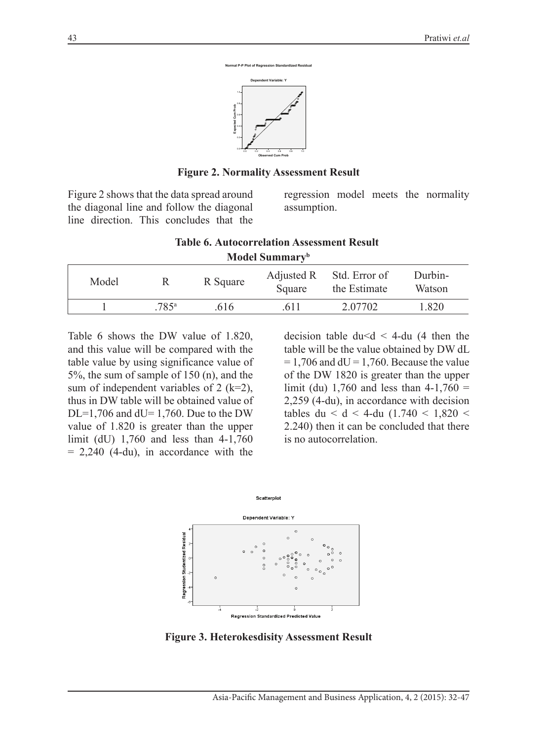Figure 2. Normality Assessment Result

Figure 2 shows that the data spread around the diagonal line and follow the diagonal line direction. This concludes that the regression model meets the normality assumption.

**Table 6. Autocorrelation Assessment Result**

**Model Summary[b]**

| Model | R | R Square | Adjusted R Square | Std. Error of the Estimate | Durbin-Watson |
|---|---|---|---|---|---|
| 1 | .785[a] | .616 | .611 | 2.07702 | 1.820 |

Table 6 shows the DW value of 1.820, and this value will be compared with the table value by using significance value of 5%, the sum of sample of 150 (n), and the sum of independent variables of 2 (k=2), thus in DW table will be obtained value of DL=1,706 and dU= 1,760. Due to the DW value of 1.820 is greater than the upper limit (dU) 1,760 and less than 4-1,760 = 2,240 (4-du), in accordance with the decision table du<d < 4-du (4 then the table will be the value obtained by DW dL = 1,706 and dU = 1,760. Because the value of the DW 1820 is greater than the upper limit (du) 1,760 and less than 4-1,760 = 2,259 (4-du), in accordance with decision tables du < d < 4-du (1.740 < 1,820 < 2.240) then it can be concluded that there is no autocorrelation.

Figure 3. Heterokesdisity Assessment Result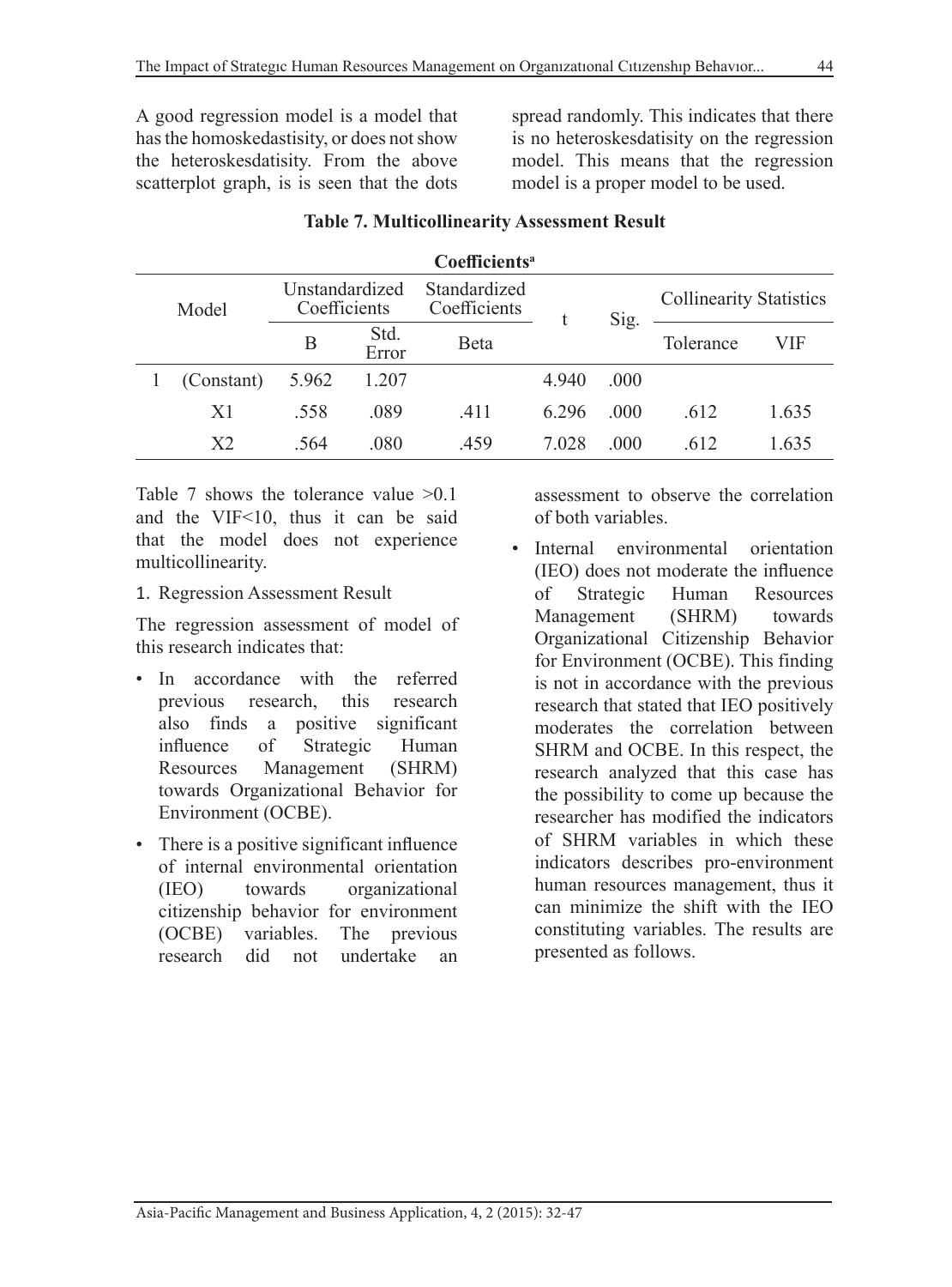A good regression model is a model that has the homoskedastisity, or does not show the heteroskesdatisity. From the above scatterplot graph, is is seen that the dots spread randomly. This indicates that there is no heteroskesdatisity on the regression model. This means that the regression model is a proper model to be used.

**Table 7. Multicollinearity Assessment Result**

**Coefficients[a]**

| Model | | Unstandardized Coefficients | | Standardized Coefficients | t | Sig. | Collinearity Statistics | |
|---|---|---|---|---|---|---|---|---|
| | | B | Std. Error | Beta | | | Tolerance | VIF |
| 1 | (Constant) | 5.962 | 1.207 | | 4.940 | .000 | | |
| | X1 | .558 | .089 | .411 | 6.296 | .000 | .612 | 1.635 |
| | X2 | .564 | .080 | .459 | 7.028 | .000 | .612 | 1.635 |

Table 7 shows the tolerance value >0.1 and the VIF<10, thus it can be said that the model does not experience multicollinearity.

1. Regression Assessment Result

The regression assessment of model of this research indicates that:

- In accordance with the referred previous research, this research also finds a positive significant influence of Strategic Human Resources Management (SHRM) towards Organizational Behavior for Environment (OCBE).
- There is a positive significant influence of internal environmental orientation (IEO) towards organizational citizenship behavior for environment (OCBE) variables. The previous research did not undertake an assessment to observe the correlation of both variables.
- Internal environmental orientation (IEO) does not moderate the influence of Strategic Human Resources Management (SHRM) towards Organizational Citizenship Behavior for Environment (OCBE). This finding is not in accordance with the previous research that stated that IEO positively moderates the correlation between SHRM and OCBE. In this respect, the research analyzed that this case has the possibility to come up because the researcher has modified the indicators of SHRM variables in which these indicators describes pro-environment human resources management, thus it can minimize the shift with the IEO constituting variables. The results are presented as follows.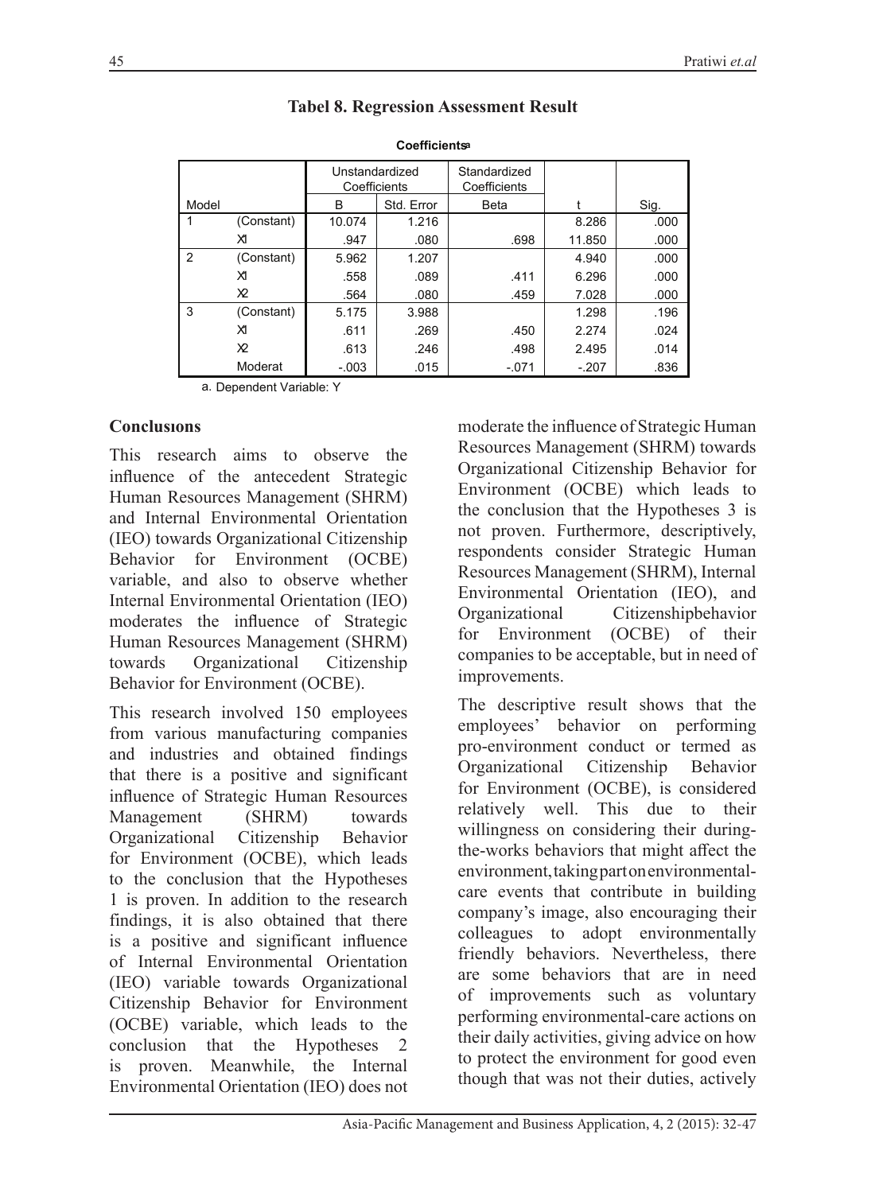**Tabel 8. Regression Assessment Result**

**Coefficients**[a]

| Model | | Unstandardized Coefficients | | Standardized Coefficients | t | Sig. |
|---|---|---|---|---|---|---|
| | | B | Std. Error | Beta | | |
| 1 | (Constant) | 10.074 | 1.216 | | 8.286 | .000 |
| | X1 | .947 | .080 | .698 | 11.850 | .000 |
| 2 | (Constant) | 5.962 | 1.207 | | 4.940 | .000 |
| | X1 | .558 | .089 | .411 | 6.296 | .000 |
| | X2 | .564 | .080 | .459 | 7.028 | .000 |
| 3 | (Constant) | 5.175 | 3.988 | | 1.298 | .196 |
| | X1 | .611 | .269 | .450 | 2.274 | .024 |
| | X2 | .613 | .246 | .498 | 2.495 | .014 |
| | Moderat | -.003 | .015 | -.071 | -.207 | .836 |

a. Dependent Variable: Y

## Conclusions

This research aims to observe the influence of the antecedent Strategic Human Resources Management (SHRM) and Internal Environmental Orientation (IEO) towards Organizational Citizenship Behavior for Environment (OCBE) variable, and also to observe whether Internal Environmental Orientation (IEO) moderates the influence of Strategic Human Resources Management (SHRM) towards Organizational Citizenship Behavior for Environment (OCBE).

This research involved 150 employees from various manufacturing companies and industries and obtained findings that there is a positive and significant influence of Strategic Human Resources Management (SHRM) towards Organizational Citizenship Behavior for Environment (OCBE), which leads to the conclusion that the Hypotheses 1 is proven. In addition to the research findings, it is also obtained that there is a positive and significant influence of Internal Environmental Orientation (IEO) variable towards Organizational Citizenship Behavior for Environment (OCBE) variable, which leads to the conclusion that the Hypotheses 2 is proven. Meanwhile, the Internal Environmental Orientation (IEO) does not moderate the influence of Strategic Human Resources Management (SHRM) towards Organizational Citizenship Behavior for Environment (OCBE) which leads to the conclusion that the Hypotheses 3 is not proven. Furthermore, descriptively, respondents consider Strategic Human Resources Management (SHRM), Internal Environmental Orientation (IEO), and Organizational Citizenshipbehavior for Environment (OCBE) of their companies to be acceptable, but in need of improvements.

The descriptive result shows that the employees' behavior on performing pro-environment conduct or termed as Organizational Citizenship Behavior for Environment (OCBE), is considered relatively well. This due to their willingness on considering their during-the-works behaviors that might affect the environment, taking part on environmental-care events that contribute in building company's image, also encouraging their colleagues to adopt environmentally friendly behaviors. Nevertheless, there are some behaviors that are in need of improvements such as voluntary performing environmental-care actions on their daily activities, giving advice on how to protect the environment for good even though that was not their duties, actively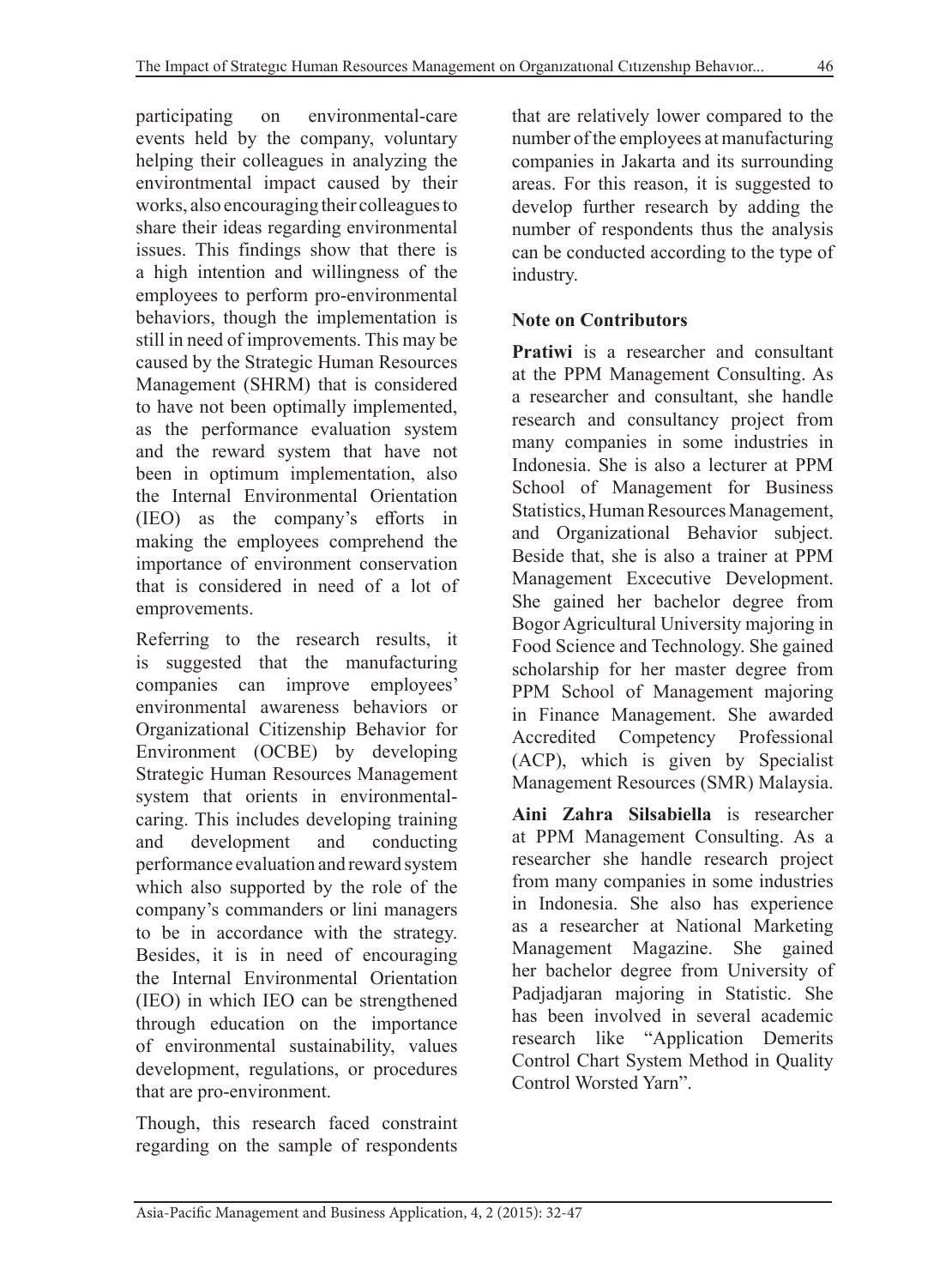participating on environmental-care events held by the company, voluntary helping their colleagues in analyzing the environtmental impact caused by their works, also encouraging their colleagues to share their ideas regarding environmental issues. This findings show that there is a high intention and willingness of the employees to perform pro-environmental behaviors, though the implementation is still in need of improvements. This may be caused by the Strategic Human Resources Management (SHRM) that is considered to have not been optimally implemented, as the performance evaluation system and the reward system that have not been in optimum implementation, also the Internal Environmental Orientation (IEO) as the company's efforts in making the employees comprehend the importance of environment conservation that is considered in need of a lot of emprovements.

Referring to the research results, it is suggested that the manufacturing companies can improve employees' environmental awareness behaviors or Organizational Citizenship Behavior for Environment (OCBE) by developing Strategic Human Resources Management system that orients in environmental-caring. This includes developing training and development and conducting performance evaluation and reward system which also supported by the role of the company's commanders or lini managers to be in accordance with the strategy. Besides, it is in need of encouraging the Internal Environmental Orientation (IEO) in which IEO can be strengthened through education on the importance of environmental sustainability, values development, regulations, or procedures that are pro-environment.

Though, this research faced constraint regarding on the sample of respondents that are relatively lower compared to the number of the employees at manufacturing companies in Jakarta and its surrounding areas. For this reason, it is suggested to develop further research by adding the number of respondents thus the analysis can be conducted according to the type of industry.

## Note on Contributors

**Pratiwi** is a researcher and consultant at the PPM Management Consulting. As a researcher and consultant, she handle research and consultancy project from many companies in some industries in Indonesia. She is also a lecturer at PPM School of Management for Business Statistics, Human Resources Management, and Organizational Behavior subject. Beside that, she is also a trainer at PPM Management Excecutive Development. She gained her bachelor degree from Bogor Agricultural University majoring in Food Science and Technology. She gained scholarship for her master degree from PPM School of Management majoring in Finance Management. She awarded Accredited Competency Professional (ACP), which is given by Specialist Management Resources (SMR) Malaysia.

**Aini Zahra Silsabiella** is researcher at PPM Management Consulting. As a researcher she handle research project from many companies in some industries in Indonesia. She also has experience as a researcher at National Marketing Management Magazine. She gained her bachelor degree from University of Padjadjaran majoring in Statistic. She has been involved in several academic research like "Application Demerits Control Chart System Method in Quality Control Worsted Yarn".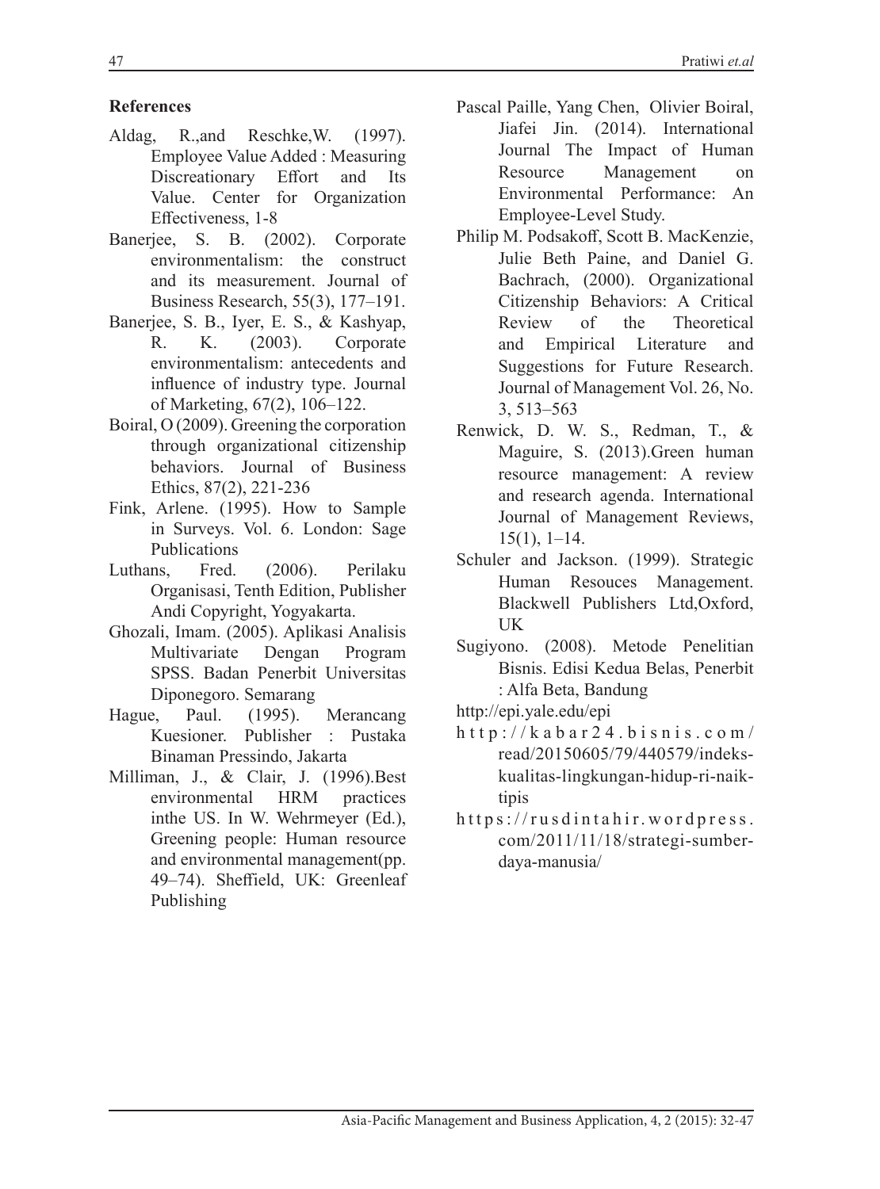## References

Aldag, R.,and Reschke,W. (1997). Employee Value Added : Measuring Discreationary Effort and Its Value. Center for Organization Effectiveness, 1-8

Banerjee, S. B. (2002). Corporate environmentalism: the construct and its measurement. Journal of Business Research, 55(3), 177–191.

Banerjee, S. B., Iyer, E. S., & Kashyap, R. K. (2003). Corporate environmentalism: antecedents and influence of industry type. Journal of Marketing, 67(2), 106–122.

Boiral, O (2009). Greening the corporation through organizational citizenship behaviors. Journal of Business Ethics, 87(2), 221-236

Fink, Arlene. (1995). How to Sample in Surveys. Vol. 6. London: Sage Publications

Luthans, Fred. (2006). Perilaku Organisasi, Tenth Edition, Publisher Andi Copyright, Yogyakarta.

Ghozali, Imam. (2005). Aplikasi Analisis Multivariate Dengan Program SPSS. Badan Penerbit Universitas Diponegoro. Semarang

Hague, Paul. (1995). Merancang Kuesioner. Publisher : Pustaka Binaman Pressindo, Jakarta

Milliman, J., & Clair, J. (1996).Best environmental HRM practices inthe US. In W. Wehrmeyer (Ed.), Greening people: Human resource and environmental management(pp. 49–74). Sheffield, UK: Greenleaf Publishing

Pascal Paille, Yang Chen, Olivier Boiral, Jiafei Jin. (2014). International Journal The Impact of Human Resource Management on Environmental Performance: An Employee-Level Study.

Philip M. Podsakoff, Scott B. MacKenzie, Julie Beth Paine, and Daniel G. Bachrach, (2000). Organizational Citizenship Behaviors: A Critical Review of the Theoretical and Empirical Literature and Suggestions for Future Research. Journal of Management Vol. 26, No. 3, 513–563

Renwick, D. W. S., Redman, T., & Maguire, S. (2013).Green human resource management: A review and research agenda. International Journal of Management Reviews, 15(1), 1–14.

Schuler and Jackson. (1999). Strategic Human Resouces Management. Blackwell Publishers Ltd,Oxford, UK

Sugiyono. (2008). Metode Penelitian Bisnis. Edisi Kedua Belas, Penerbit : Alfa Beta, Bandung

http://epi.yale.edu/epi

http://kabar24.bisnis.com/read/20150605/79/440579/indeks-kualitas-lingkungan-hidup-ri-naik-tipis

https://rusdintahir.wordpress.com/2011/11/18/strategi-sumber-daya-manusia/